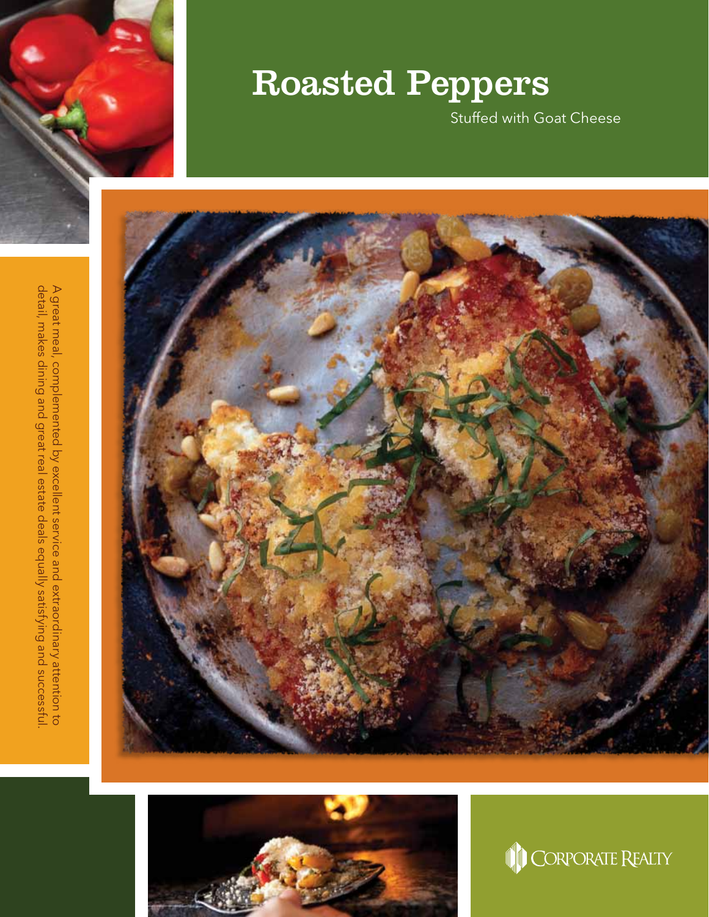# Roasted Peppers

Stuffed with Goat Cheese

A great meal, complemented by excellent service and extraordinary attention to detail, makes dining and great real estate deals equally satisfying and successful.

CORPORATE REALTY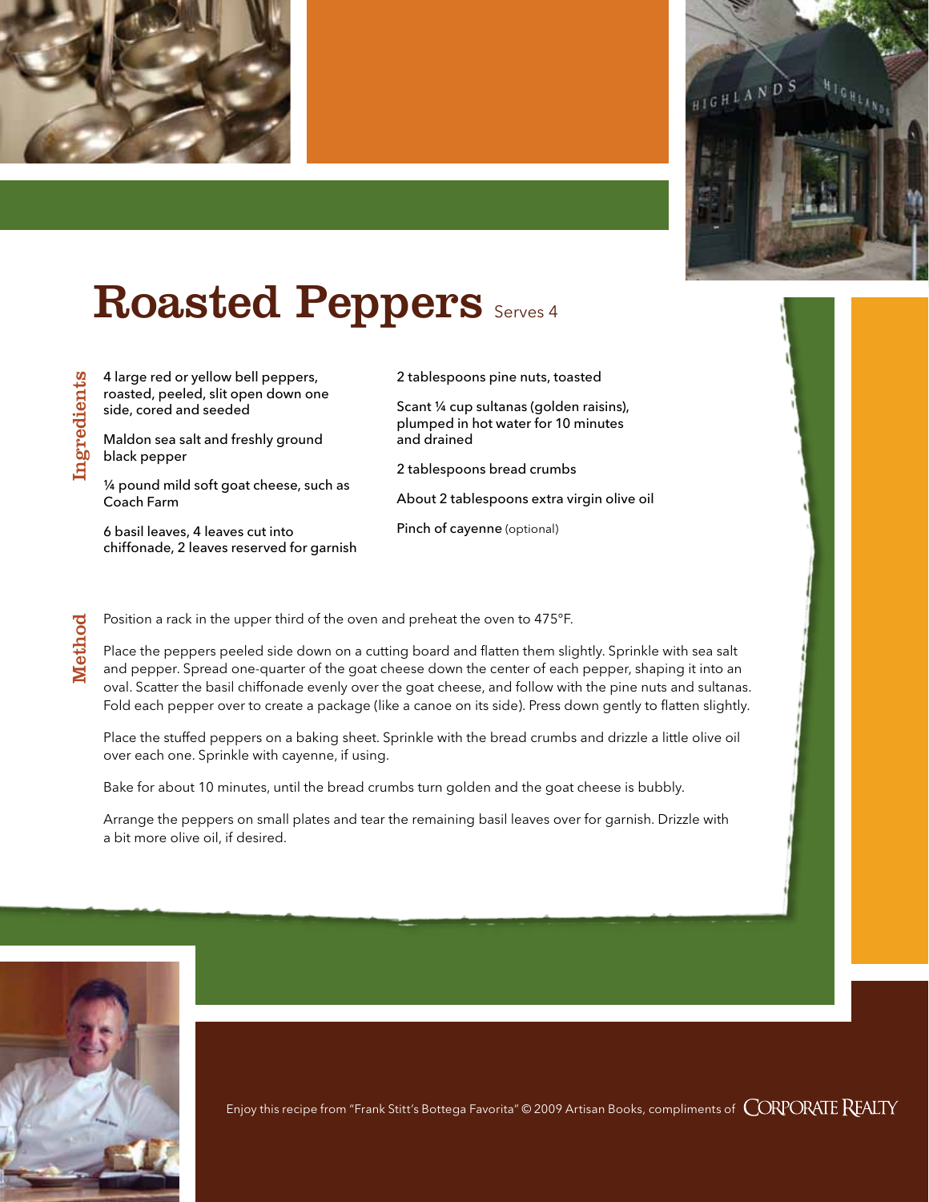# Roasted Peppers

Serves 4

## Ingredients

4 large red or yellow bell peppers, roasted, peeled, slit open down one side, cored and seeded

Maldon sea salt and freshly ground black pepper

¼ pound mild soft goat cheese, such as Coach Farm

6 basil leaves, 4 leaves cut into chiffonade, 2 leaves reserved for garnish

2 tablespoons pine nuts, toasted

Scant ¼ cup sultanas (golden raisins), plumped in hot water for 10 minutes and drained

2 tablespoons bread crumbs

About 2 tablespoons extra virgin olive oil

Pinch of cayenne (optional)

## Method

Position a rack in the upper third of the oven and preheat the oven to 475°F.

Place the peppers peeled side down on a cutting board and flatten them slightly. Sprinkle with sea salt and pepper. Spread one-quarter of the goat cheese down the center of each pepper, shaping it into an oval. Scatter the basil chiffonade evenly over the goat cheese, and follow with the pine nuts and sultanas. Fold each pepper over to create a package (like a canoe on its side). Press down gently to flatten slightly.

Place the stuffed peppers on a baking sheet. Sprinkle with the bread crumbs and drizzle a little olive oil over each one. Sprinkle with cayenne, if using.

Bake for about 10 minutes, until the bread crumbs turn golden and the goat cheese is bubbly.

Arrange the peppers on small plates and tear the remaining basil leaves over for garnish. Drizzle with a bit more olive oil, if desired.

Enjoy this recipe from "Frank Stitt's Bottega Favorita" © 2009 Artisan Books, compliments of CORPORATE REALTY